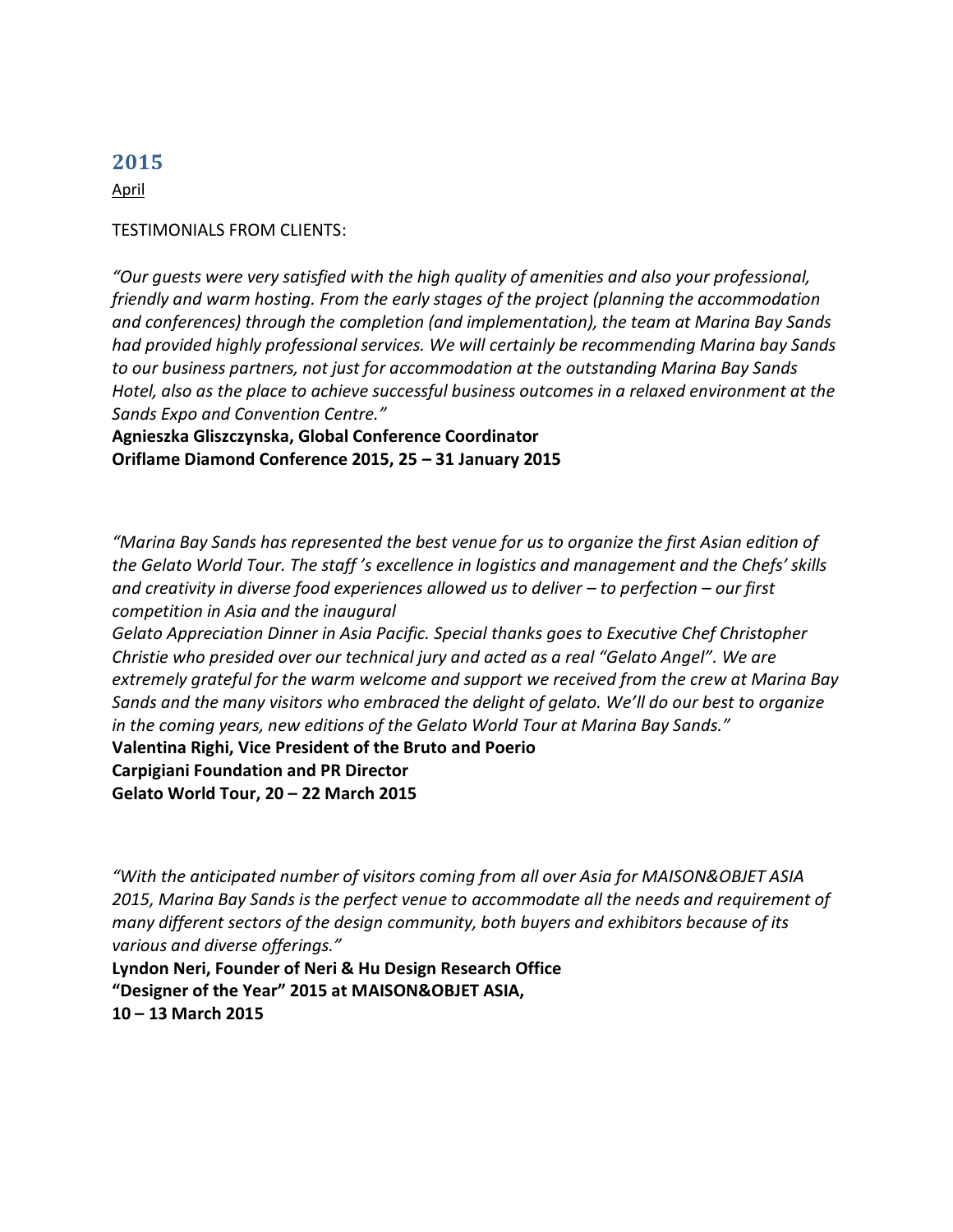## 2015

April

TESTIMONIALS FROM CLIENTS:

*"Our guests were very satisfied with the high quality of amenities and also your professional, friendly and warm hosting. From the early stages of the project (planning the accommodation and conferences) through the completion (and implementation), the team at Marina Bay Sands had provided highly professional services. We will certainly be recommending Marina bay Sands to our business partners, not just for accommodation at the outstanding Marina Bay Sands Hotel, also as the place to achieve successful business outcomes in a relaxed environment at the Sands Expo and Convention Centre."*

**Agnieszka Gliszczynska, Global Conference Coordinator**
**Oriflame Diamond Conference 2015, 25 – 31 January 2015**

*"Marina Bay Sands has represented the best venue for us to organize the first Asian edition of the Gelato World Tour. The staff 's excellence in logistics and management and the Chefs' skills and creativity in diverse food experiences allowed us to deliver – to perfection – our first competition in Asia and the inaugural*
*Gelato Appreciation Dinner in Asia Pacific. Special thanks goes to Executive Chef Christopher Christie who presided over our technical jury and acted as a real "Gelato Angel". We are extremely grateful for the warm welcome and support we received from the crew at Marina Bay Sands and the many visitors who embraced the delight of gelato. We'll do our best to organize in the coming years, new editions of the Gelato World Tour at Marina Bay Sands."*

**Valentina Righi, Vice President of the Bruto and Poerio**
**Carpigiani Foundation and PR Director**
**Gelato World Tour, 20 – 22 March 2015**

*"With the anticipated number of visitors coming from all over Asia for MAISON&OBJET ASIA 2015, Marina Bay Sands is the perfect venue to accommodate all the needs and requirement of many different sectors of the design community, both buyers and exhibitors because of its various and diverse offerings."*

**Lyndon Neri, Founder of Neri & Hu Design Research Office**
**"Designer of the Year" 2015 at MAISON&OBJET ASIA,**
**10 – 13 March 2015**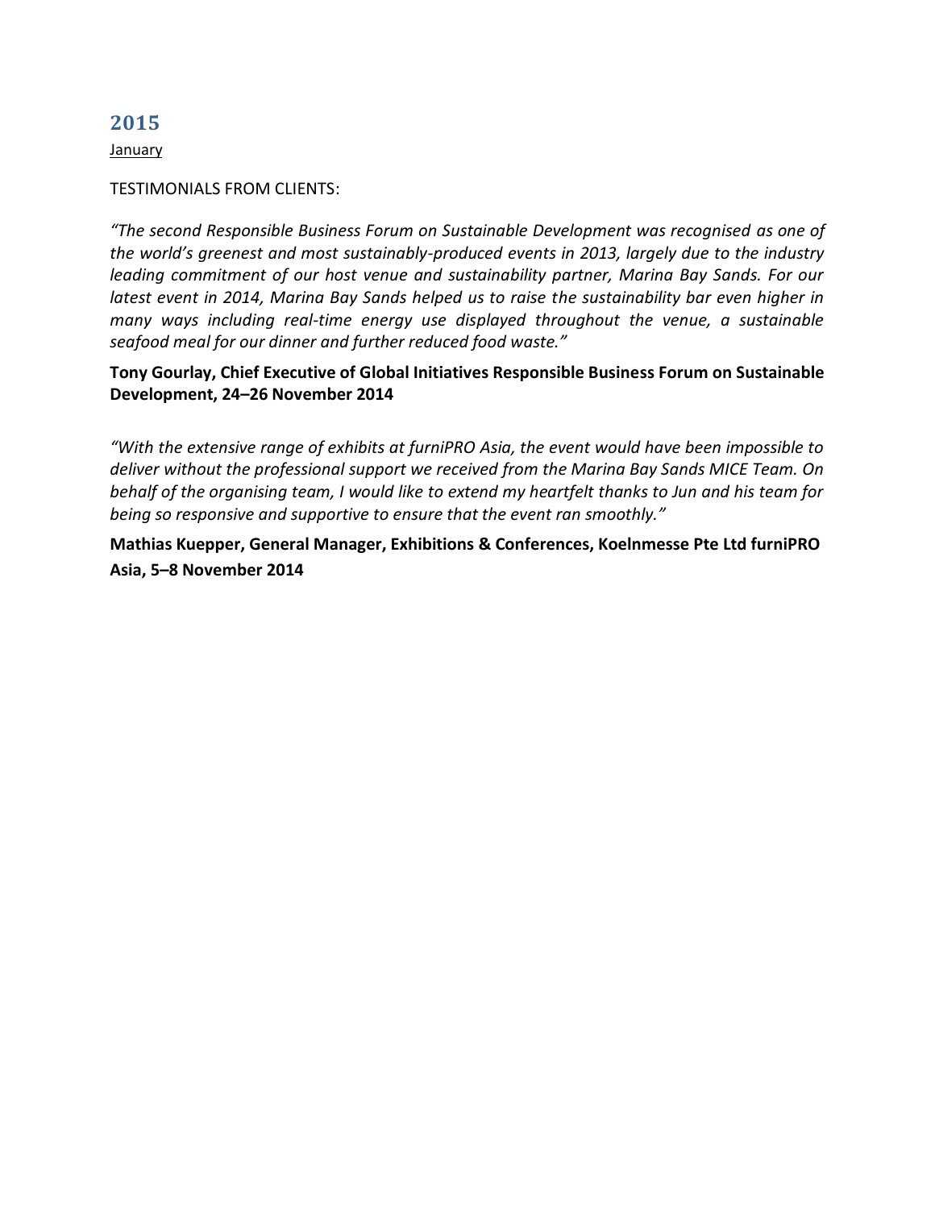## 2015

<u>January</u>

TESTIMONIALS FROM CLIENTS:

*"The second Responsible Business Forum on Sustainable Development was recognised as one of the world's greenest and most sustainably-produced events in 2013, largely due to the industry leading commitment of our host venue and sustainability partner, Marina Bay Sands. For our latest event in 2014, Marina Bay Sands helped us to raise the sustainability bar even higher in many ways including real-time energy use displayed throughout the venue, a sustainable seafood meal for our dinner and further reduced food waste."*

**Tony Gourlay, Chief Executive of Global Initiatives Responsible Business Forum on Sustainable Development, 24–26 November 2014**

*"With the extensive range of exhibits at furniPRO Asia, the event would have been impossible to deliver without the professional support we received from the Marina Bay Sands MICE Team. On behalf of the organising team, I would like to extend my heartfelt thanks to Jun and his team for being so responsive and supportive to ensure that the event ran smoothly."*

**Mathias Kuepper, General Manager, Exhibitions & Conferences, Koelnmesse Pte Ltd furniPRO Asia, 5–8 November 2014**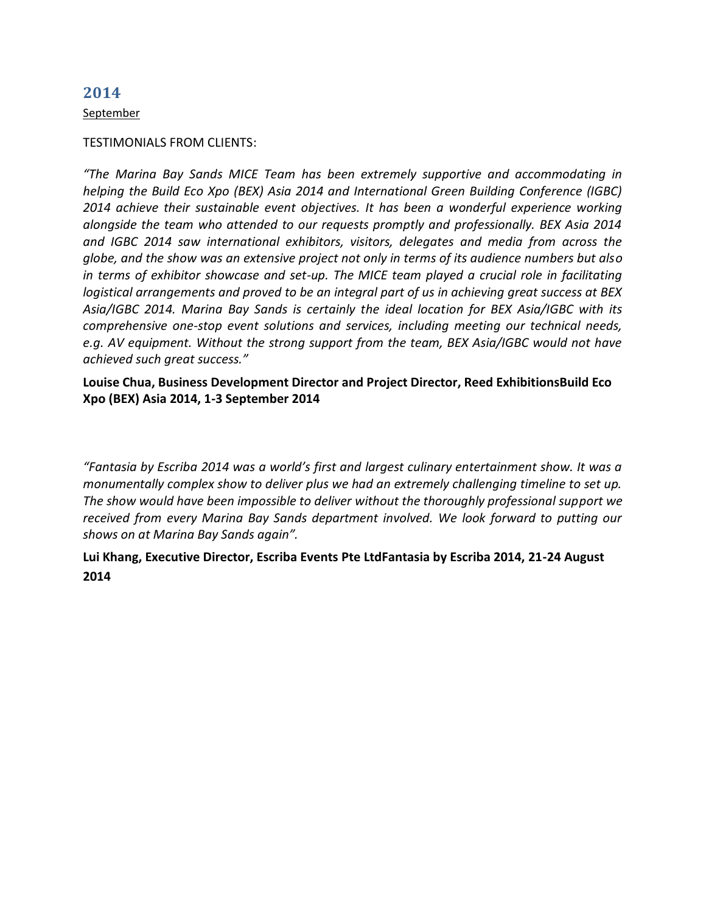## 2014

<u>September</u>

TESTIMONIALS FROM CLIENTS:

*"The Marina Bay Sands MICE Team has been extremely supportive and accommodating in helping the Build Eco Xpo (BEX) Asia 2014 and International Green Building Conference (IGBC) 2014 achieve their sustainable event objectives. It has been a wonderful experience working alongside the team who attended to our requests promptly and professionally. BEX Asia 2014 and IGBC 2014 saw international exhibitors, visitors, delegates and media from across the globe, and the show was an extensive project not only in terms of its audience numbers but also in terms of exhibitor showcase and set-up. The MICE team played a crucial role in facilitating logistical arrangements and proved to be an integral part of us in achieving great success at BEX Asia/IGBC 2014. Marina Bay Sands is certainly the ideal location for BEX Asia/IGBC with its comprehensive one-stop event solutions and services, including meeting our technical needs, e.g. AV equipment. Without the strong support from the team, BEX Asia/IGBC would not have achieved such great success."*

**Louise Chua, Business Development Director and Project Director, Reed ExhibitionsBuild Eco Xpo (BEX) Asia 2014, 1-3 September 2014**

*"Fantasia by Escriba 2014 was a world's first and largest culinary entertainment show. It was a monumentally complex show to deliver plus we had an extremely challenging timeline to set up. The show would have been impossible to deliver without the thoroughly professional support we received from every Marina Bay Sands department involved. We look forward to putting our shows on at Marina Bay Sands again".*

**Lui Khang, Executive Director, Escriba Events Pte LtdFantasia by Escriba 2014, 21-24 August 2014**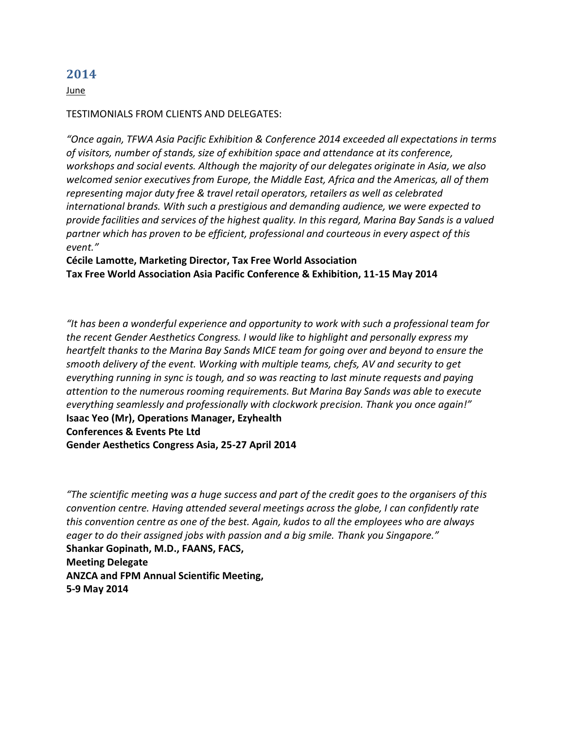## 2014

June

TESTIMONIALS FROM CLIENTS AND DELEGATES:

*"Once again, TFWA Asia Pacific Exhibition & Conference 2014 exceeded all expectations in terms of visitors, number of stands, size of exhibition space and attendance at its conference, workshops and social events. Although the majority of our delegates originate in Asia, we also welcomed senior executives from Europe, the Middle East, Africa and the Americas, all of them representing major duty free & travel retail operators, retailers as well as celebrated international brands. With such a prestigious and demanding audience, we were expected to provide facilities and services of the highest quality. In this regard, Marina Bay Sands is a valued partner which has proven to be efficient, professional and courteous in every aspect of this event."*

**Cécile Lamotte, Marketing Director, Tax Free World Association**
**Tax Free World Association Asia Pacific Conference & Exhibition, 11-15 May 2014**

*"It has been a wonderful experience and opportunity to work with such a professional team for the recent Gender Aesthetics Congress. I would like to highlight and personally express my heartfelt thanks to the Marina Bay Sands MICE team for going over and beyond to ensure the smooth delivery of the event. Working with multiple teams, chefs, AV and security to get everything running in sync is tough, and so was reacting to last minute requests and paying attention to the numerous rooming requirements. But Marina Bay Sands was able to execute everything seamlessly and professionally with clockwork precision. Thank you once again!"*

**Isaac Yeo (Mr), Operations Manager, Ezyhealth**
**Conferences & Events Pte Ltd**
**Gender Aesthetics Congress Asia, 25-27 April 2014**

*"The scientific meeting was a huge success and part of the credit goes to the organisers of this convention centre. Having attended several meetings across the globe, I can confidently rate this convention centre as one of the best. Again, kudos to all the employees who are always eager to do their assigned jobs with passion and a big smile. Thank you Singapore."*

**Shankar Gopinath, M.D., FAANS, FACS,**
**Meeting Delegate**
**ANZCA and FPM Annual Scientific Meeting,**
**5-9 May 2014**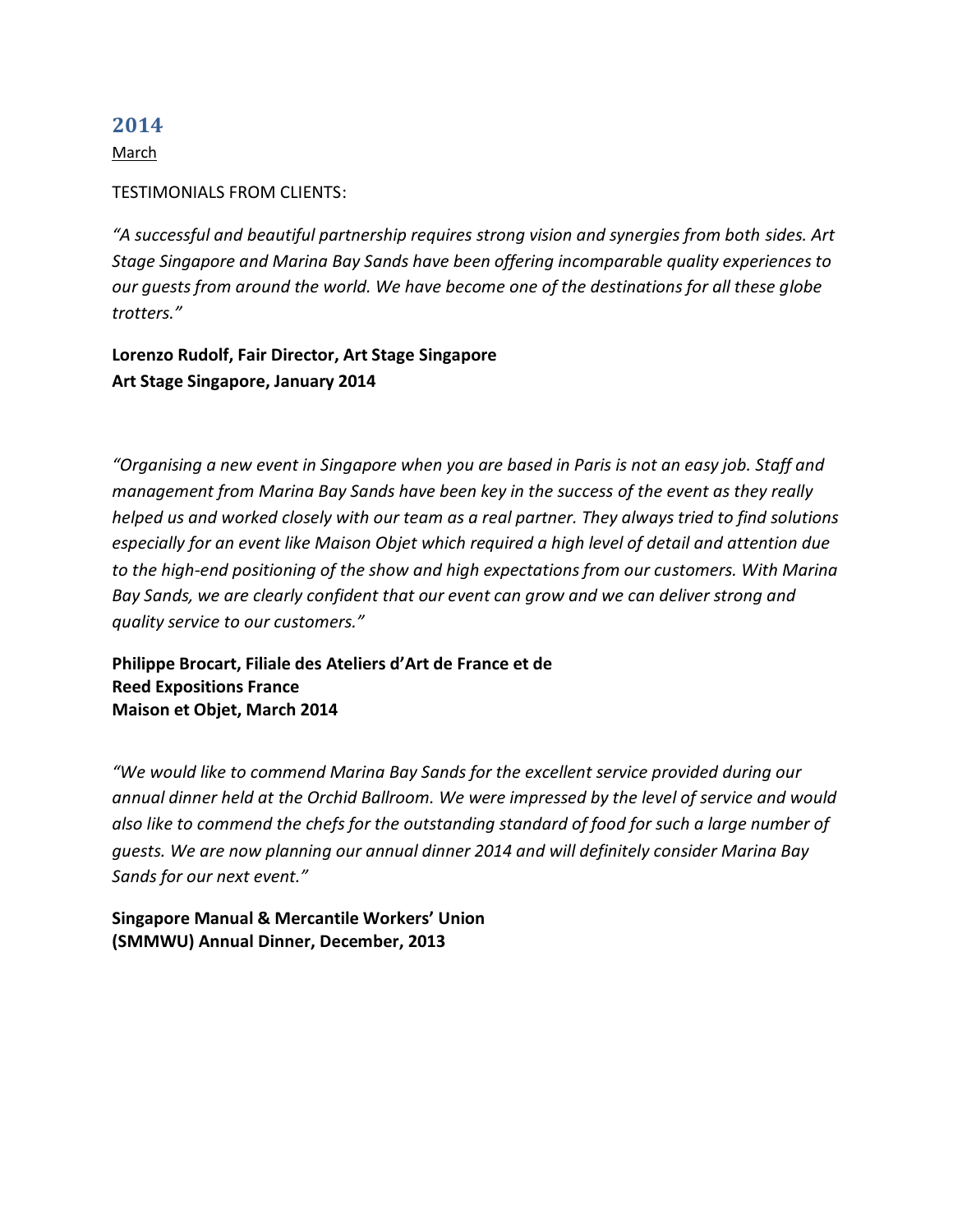## 2014

March

TESTIMONIALS FROM CLIENTS:

*"A successful and beautiful partnership requires strong vision and synergies from both sides. Art Stage Singapore and Marina Bay Sands have been offering incomparable quality experiences to our guests from around the world. We have become one of the destinations for all these globe trotters."*

**Lorenzo Rudolf, Fair Director, Art Stage Singapore**
**Art Stage Singapore, January 2014**

*"Organising a new event in Singapore when you are based in Paris is not an easy job. Staff and management from Marina Bay Sands have been key in the success of the event as they really helped us and worked closely with our team as a real partner. They always tried to find solutions especially for an event like Maison Objet which required a high level of detail and attention due to the high-end positioning of the show and high expectations from our customers. With Marina Bay Sands, we are clearly confident that our event can grow and we can deliver strong and quality service to our customers."*

**Philippe Brocart, Filiale des Ateliers d'Art de France et de**
**Reed Expositions France**
**Maison et Objet, March 2014**

*"We would like to commend Marina Bay Sands for the excellent service provided during our annual dinner held at the Orchid Ballroom. We were impressed by the level of service and would also like to commend the chefs for the outstanding standard of food for such a large number of guests. We are now planning our annual dinner 2014 and will definitely consider Marina Bay Sands for our next event."*

**Singapore Manual & Mercantile Workers' Union**
**(SMMWU) Annual Dinner, December, 2013**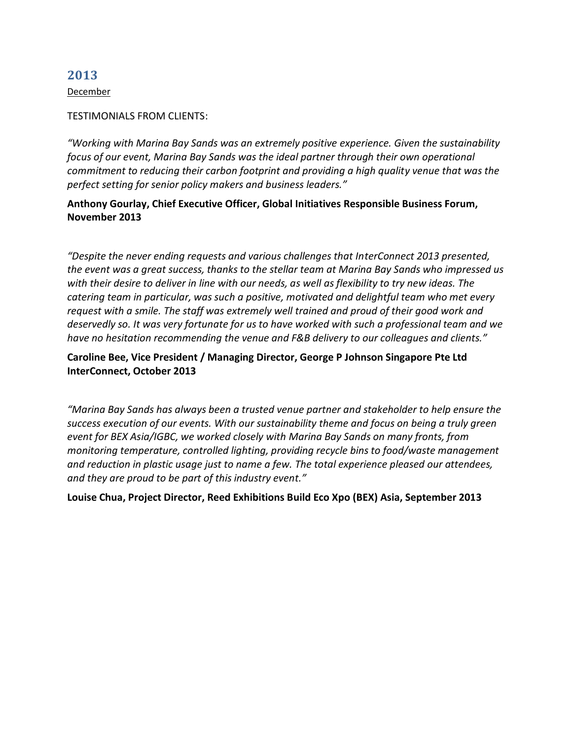## 2013

December

TESTIMONIALS FROM CLIENTS:

*"Working with Marina Bay Sands was an extremely positive experience. Given the sustainability focus of our event, Marina Bay Sands was the ideal partner through their own operational commitment to reducing their carbon footprint and providing a high quality venue that was the perfect setting for senior policy makers and business leaders."*

**Anthony Gourlay, Chief Executive Officer, Global Initiatives Responsible Business Forum, November 2013**

*"Despite the never ending requests and various challenges that InterConnect 2013 presented, the event was a great success, thanks to the stellar team at Marina Bay Sands who impressed us with their desire to deliver in line with our needs, as well as flexibility to try new ideas. The catering team in particular, was such a positive, motivated and delightful team who met every request with a smile. The staff was extremely well trained and proud of their good work and deservedly so. It was very fortunate for us to have worked with such a professional team and we have no hesitation recommending the venue and F&B delivery to our colleagues and clients."*

**Caroline Bee, Vice President / Managing Director, George P Johnson Singapore Pte Ltd InterConnect, October 2013**

*"Marina Bay Sands has always been a trusted venue partner and stakeholder to help ensure the success execution of our events. With our sustainability theme and focus on being a truly green event for BEX Asia/IGBC, we worked closely with Marina Bay Sands on many fronts, from monitoring temperature, controlled lighting, providing recycle bins to food/waste management and reduction in plastic usage just to name a few. The total experience pleased our attendees, and they are proud to be part of this industry event."*

**Louise Chua, Project Director, Reed Exhibitions Build Eco Xpo (BEX) Asia, September 2013**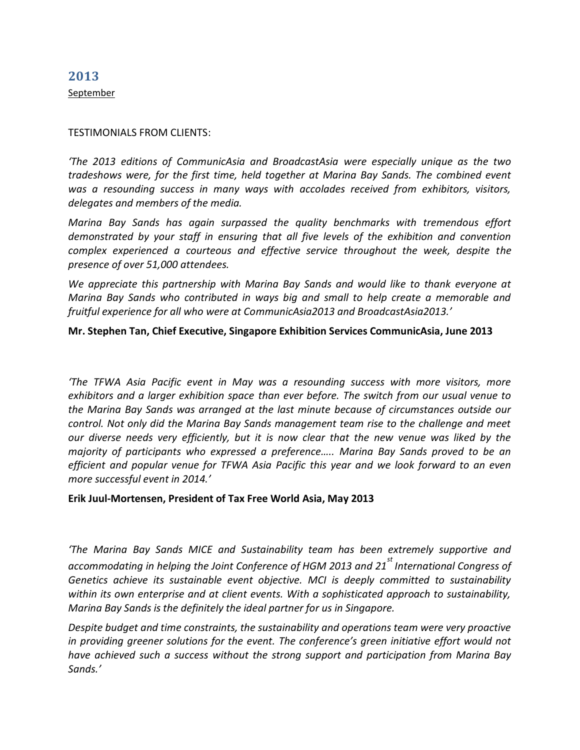## 2013

September

TESTIMONIALS FROM CLIENTS:

*'The 2013 editions of CommunicAsia and BroadcastAsia were especially unique as the two tradeshows were, for the first time, held together at Marina Bay Sands. The combined event was a resounding success in many ways with accolades received from exhibitors, visitors, delegates and members of the media.*

*Marina Bay Sands has again surpassed the quality benchmarks with tremendous effort demonstrated by your staff in ensuring that all five levels of the exhibition and convention complex experienced a courteous and effective service throughout the week, despite the presence of over 51,000 attendees.*

*We appreciate this partnership with Marina Bay Sands and would like to thank everyone at Marina Bay Sands who contributed in ways big and small to help create a memorable and fruitful experience for all who were at CommunicAsia2013 and BroadcastAsia2013.'*

**Mr. Stephen Tan, Chief Executive, Singapore Exhibition Services CommunicAsia, June 2013**

*'The TFWA Asia Pacific event in May was a resounding success with more visitors, more exhibitors and a larger exhibition space than ever before. The switch from our usual venue to the Marina Bay Sands was arranged at the last minute because of circumstances outside our control. Not only did the Marina Bay Sands management team rise to the challenge and meet our diverse needs very efficiently, but it is now clear that the new venue was liked by the majority of participants who expressed a preference….. Marina Bay Sands proved to be an efficient and popular venue for TFWA Asia Pacific this year and we look forward to an even more successful event in 2014.'*

**Erik Juul-Mortensen, President of Tax Free World Asia, May 2013**

*'The Marina Bay Sands MICE and Sustainability team has been extremely supportive and accommodating in helping the Joint Conference of HGM 2013 and 21st International Congress of Genetics achieve its sustainable event objective. MCI is deeply committed to sustainability within its own enterprise and at client events. With a sophisticated approach to sustainability, Marina Bay Sands is the definitely the ideal partner for us in Singapore.*

*Despite budget and time constraints, the sustainability and operations team were very proactive in providing greener solutions for the event. The conference's green initiative effort would not have achieved such a success without the strong support and participation from Marina Bay Sands.'*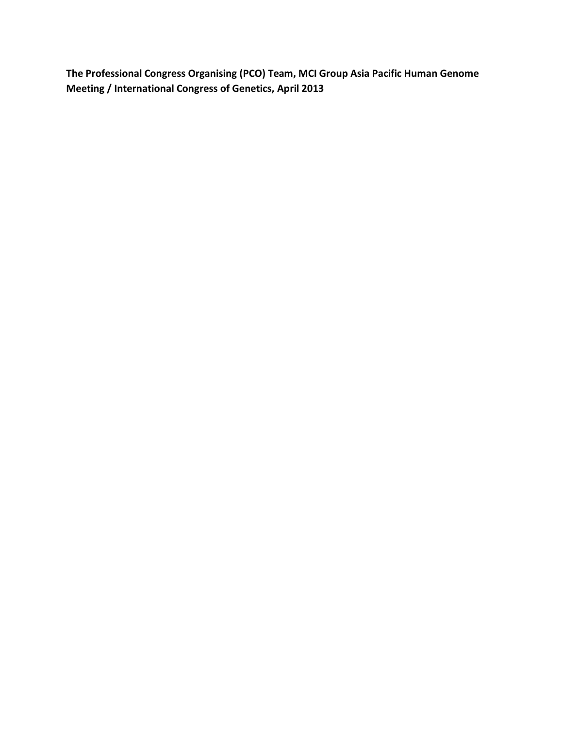**The Professional Congress Organising (PCO) Team, MCI Group Asia Pacific Human Genome Meeting / International Congress of Genetics, April 2013**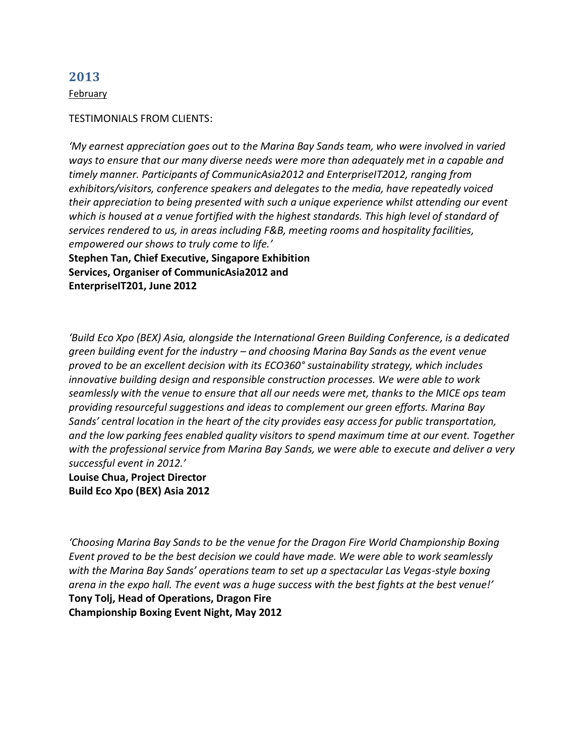## 2013

February

TESTIMONIALS FROM CLIENTS:

*'My earnest appreciation goes out to the Marina Bay Sands team, who were involved in varied ways to ensure that our many diverse needs were more than adequately met in a capable and timely manner. Participants of CommunicAsia2012 and EnterpriseIT2012, ranging from exhibitors/visitors, conference speakers and delegates to the media, have repeatedly voiced their appreciation to being presented with such a unique experience whilst attending our event which is housed at a venue fortified with the highest standards. This high level of standard of services rendered to us, in areas including F&B, meeting rooms and hospitality facilities, empowered our shows to truly come to life.'*

**Stephen Tan, Chief Executive, Singapore Exhibition Services, Organiser of CommunicAsia2012 and EnterpriseIT201, June 2012**

*'Build Eco Xpo (BEX) Asia, alongside the International Green Building Conference, is a dedicated green building event for the industry – and choosing Marina Bay Sands as the event venue proved to be an excellent decision with its ECO360° sustainability strategy, which includes innovative building design and responsible construction processes. We were able to work seamlessly with the venue to ensure that all our needs were met, thanks to the MICE ops team providing resourceful suggestions and ideas to complement our green efforts. Marina Bay Sands' central location in the heart of the city provides easy access for public transportation, and the low parking fees enabled quality visitors to spend maximum time at our event. Together with the professional service from Marina Bay Sands, we were able to execute and deliver a very successful event in 2012.'*

**Louise Chua, Project Director**
**Build Eco Xpo (BEX) Asia 2012**

*'Choosing Marina Bay Sands to be the venue for the Dragon Fire World Championship Boxing Event proved to be the best decision we could have made. We were able to work seamlessly with the Marina Bay Sands' operations team to set up a spectacular Las Vegas-style boxing arena in the expo hall. The event was a huge success with the best fights at the best venue!'*

**Tony Tolj, Head of Operations, Dragon Fire Championship Boxing Event Night, May 2012**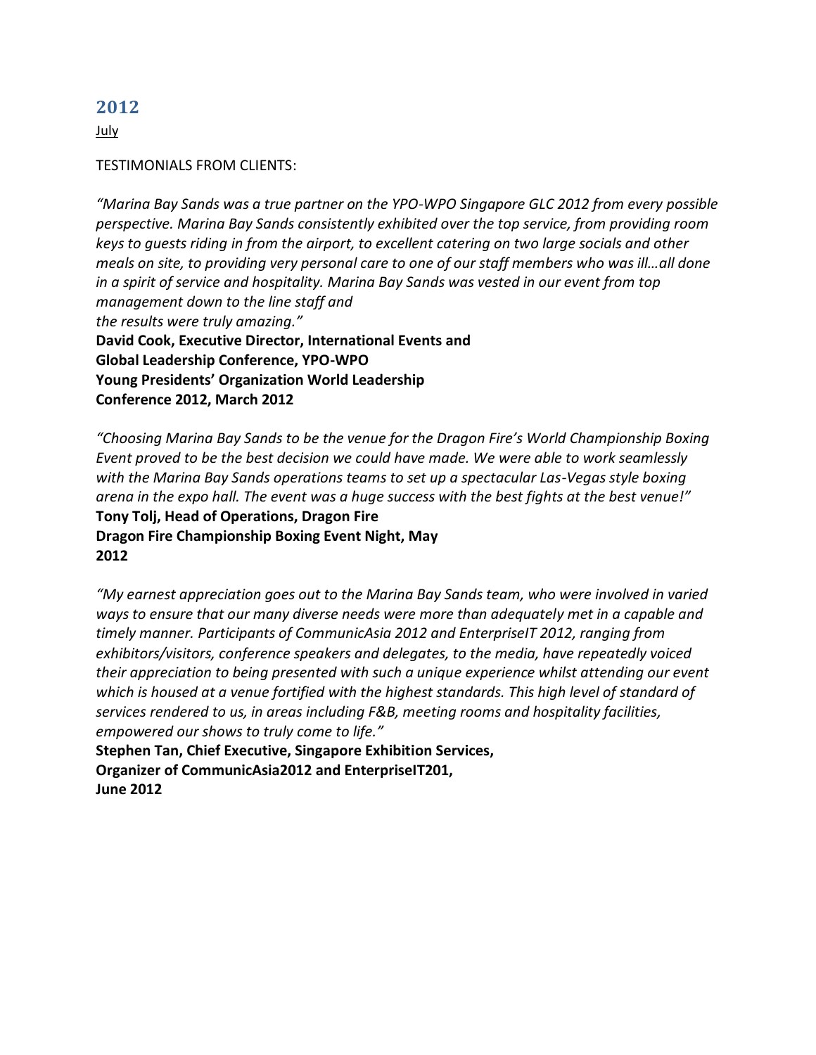## 2012

July

TESTIMONIALS FROM CLIENTS:

*"Marina Bay Sands was a true partner on the YPO-WPO Singapore GLC 2012 from every possible perspective. Marina Bay Sands consistently exhibited over the top service, from providing room keys to guests riding in from the airport, to excellent catering on two large socials and other meals on site, to providing very personal care to one of our staff members who was ill…all done in a spirit of service and hospitality. Marina Bay Sands was vested in our event from top management down to the line staff and the results were truly amazing."*

**David Cook, Executive Director, International Events and Global Leadership Conference, YPO-WPO Young Presidents' Organization World Leadership Conference 2012, March 2012**

*"Choosing Marina Bay Sands to be the venue for the Dragon Fire's World Championship Boxing Event proved to be the best decision we could have made. We were able to work seamlessly with the Marina Bay Sands operations teams to set up a spectacular Las-Vegas style boxing arena in the expo hall. The event was a huge success with the best fights at the best venue!"*

**Tony Tolj, Head of Operations, Dragon Fire Dragon Fire Championship Boxing Event Night, May 2012**

*"My earnest appreciation goes out to the Marina Bay Sands team, who were involved in varied ways to ensure that our many diverse needs were more than adequately met in a capable and timely manner. Participants of CommunicAsia 2012 and EnterpriseIT 2012, ranging from exhibitors/visitors, conference speakers and delegates, to the media, have repeatedly voiced their appreciation to being presented with such a unique experience whilst attending our event which is housed at a venue fortified with the highest standards. This high level of standard of services rendered to us, in areas including F&B, meeting rooms and hospitality facilities, empowered our shows to truly come to life."*

**Stephen Tan, Chief Executive, Singapore Exhibition Services, Organizer of CommunicAsia2012 and EnterpriseIT201, June 2012**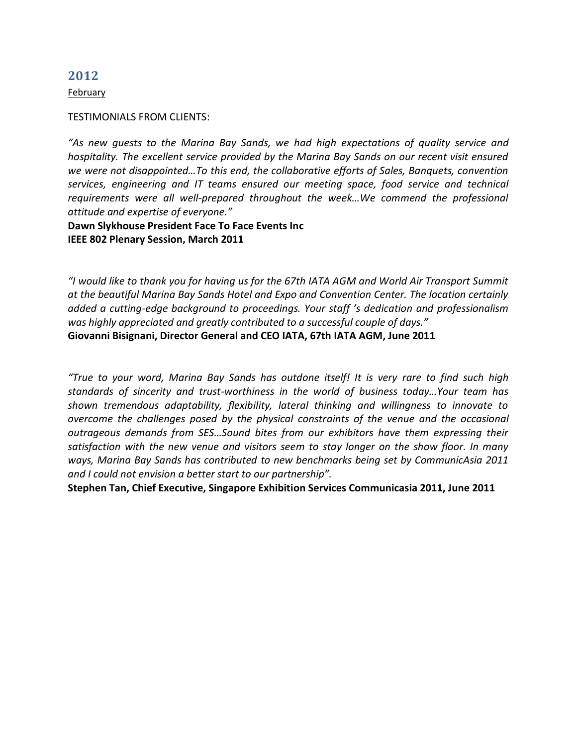## 2012

February

TESTIMONIALS FROM CLIENTS:

*"As new guests to the Marina Bay Sands, we had high expectations of quality service and hospitality. The excellent service provided by the Marina Bay Sands on our recent visit ensured we were not disappointed…To this end, the collaborative efforts of Sales, Banquets, convention services, engineering and IT teams ensured our meeting space, food service and technical requirements were all well-prepared throughout the week…We commend the professional attitude and expertise of everyone."*

**Dawn Slykhouse President Face To Face Events Inc**
**IEEE 802 Plenary Session, March 2011**

*"I would like to thank you for having us for the 67th IATA AGM and World Air Transport Summit at the beautiful Marina Bay Sands Hotel and Expo and Convention Center. The location certainly added a cutting-edge background to proceedings. Your staff 's dedication and professionalism was highly appreciated and greatly contributed to a successful couple of days."*

**Giovanni Bisignani, Director General and CEO IATA, 67th IATA AGM, June 2011**

*"True to your word, Marina Bay Sands has outdone itself! It is very rare to find such high standards of sincerity and trust-worthiness in the world of business today…Your team has shown tremendous adaptability, flexibility, lateral thinking and willingness to innovate to overcome the challenges posed by the physical constraints of the venue and the occasional outrageous demands from SES…Sound bites from our exhibitors have them expressing their satisfaction with the new venue and visitors seem to stay longer on the show floor. In many ways, Marina Bay Sands has contributed to new benchmarks being set by CommunicAsia 2011 and I could not envision a better start to our partnership".*

**Stephen Tan, Chief Executive, Singapore Exhibition Services Communicasia 2011, June 2011**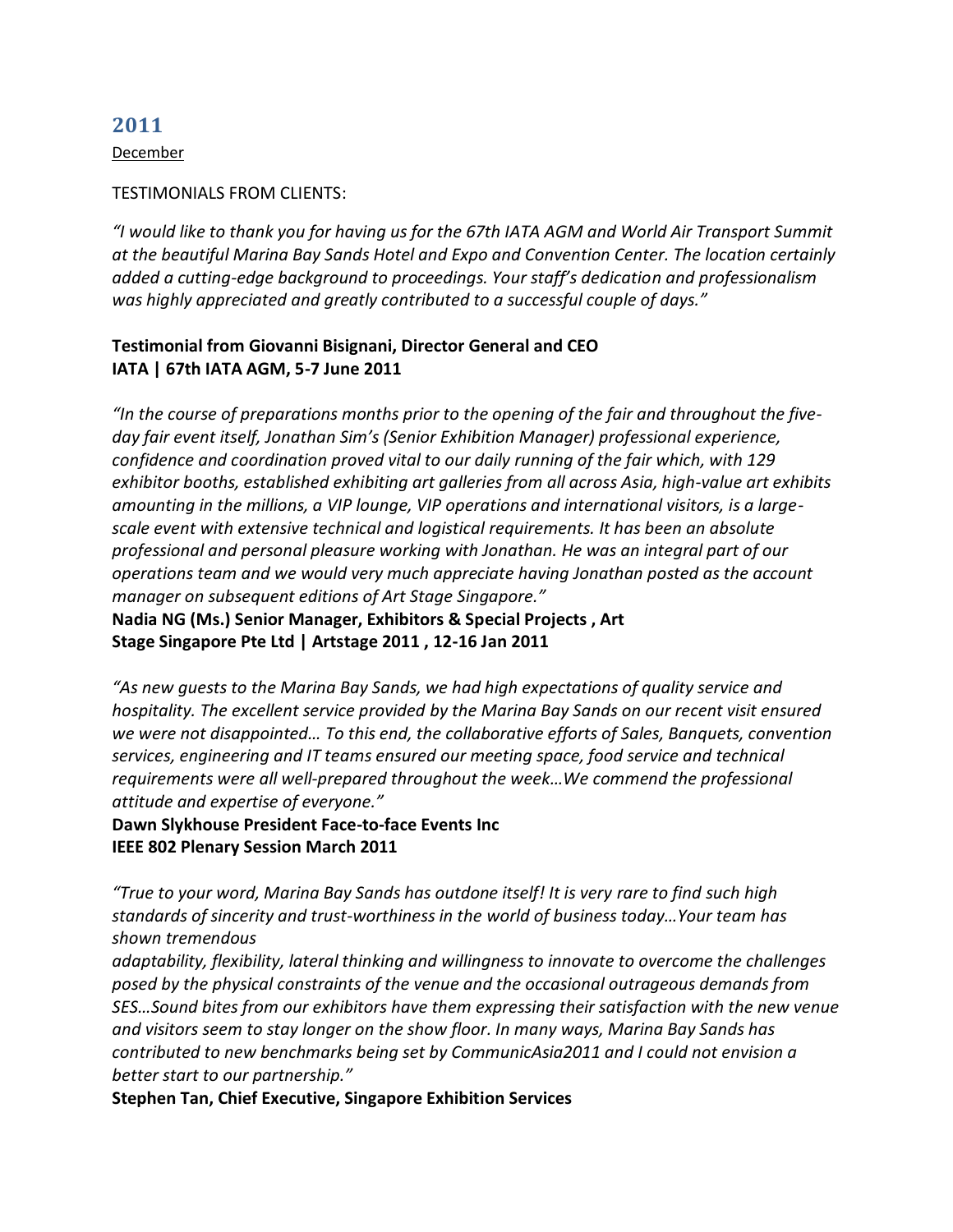## 2011

December

TESTIMONIALS FROM CLIENTS:

*"I would like to thank you for having us for the 67th IATA AGM and World Air Transport Summit at the beautiful Marina Bay Sands Hotel and Expo and Convention Center. The location certainly added a cutting-edge background to proceedings. Your staff's dedication and professionalism was highly appreciated and greatly contributed to a successful couple of days."*

**Testimonial from Giovanni Bisignani, Director General and CEO**
**IATA | 67th IATA AGM, 5-7 June 2011**

*"In the course of preparations months prior to the opening of the fair and throughout the five-day fair event itself, Jonathan Sim's (Senior Exhibition Manager) professional experience, confidence and coordination proved vital to our daily running of the fair which, with 129 exhibitor booths, established exhibiting art galleries from all across Asia, high-value art exhibits amounting in the millions, a VIP lounge, VIP operations and international visitors, is a large-scale event with extensive technical and logistical requirements. It has been an absolute professional and personal pleasure working with Jonathan. He was an integral part of our operations team and we would very much appreciate having Jonathan posted as the account manager on subsequent editions of Art Stage Singapore."*

**Nadia NG (Ms.) Senior Manager, Exhibitors & Special Projects , Art Stage Singapore Pte Ltd | Artstage 2011 , 12-16 Jan 2011**

*"As new guests to the Marina Bay Sands, we had high expectations of quality service and hospitality. The excellent service provided by the Marina Bay Sands on our recent visit ensured we were not disappointed… To this end, the collaborative efforts of Sales, Banquets, convention services, engineering and IT teams ensured our meeting space, food service and technical requirements were all well-prepared throughout the week…We commend the professional attitude and expertise of everyone."*

**Dawn Slykhouse President Face-to-face Events Inc**
**IEEE 802 Plenary Session March 2011**

*"True to your word, Marina Bay Sands has outdone itself! It is very rare to find such high standards of sincerity and trust-worthiness in the world of business today…Your team has shown tremendous adaptability, flexibility, lateral thinking and willingness to innovate to overcome the challenges posed by the physical constraints of the venue and the occasional outrageous demands from SES…Sound bites from our exhibitors have them expressing their satisfaction with the new venue and visitors seem to stay longer on the show floor. In many ways, Marina Bay Sands has contributed to new benchmarks being set by CommunicAsia2011 and I could not envision a better start to our partnership."*

**Stephen Tan, Chief Executive, Singapore Exhibition Services**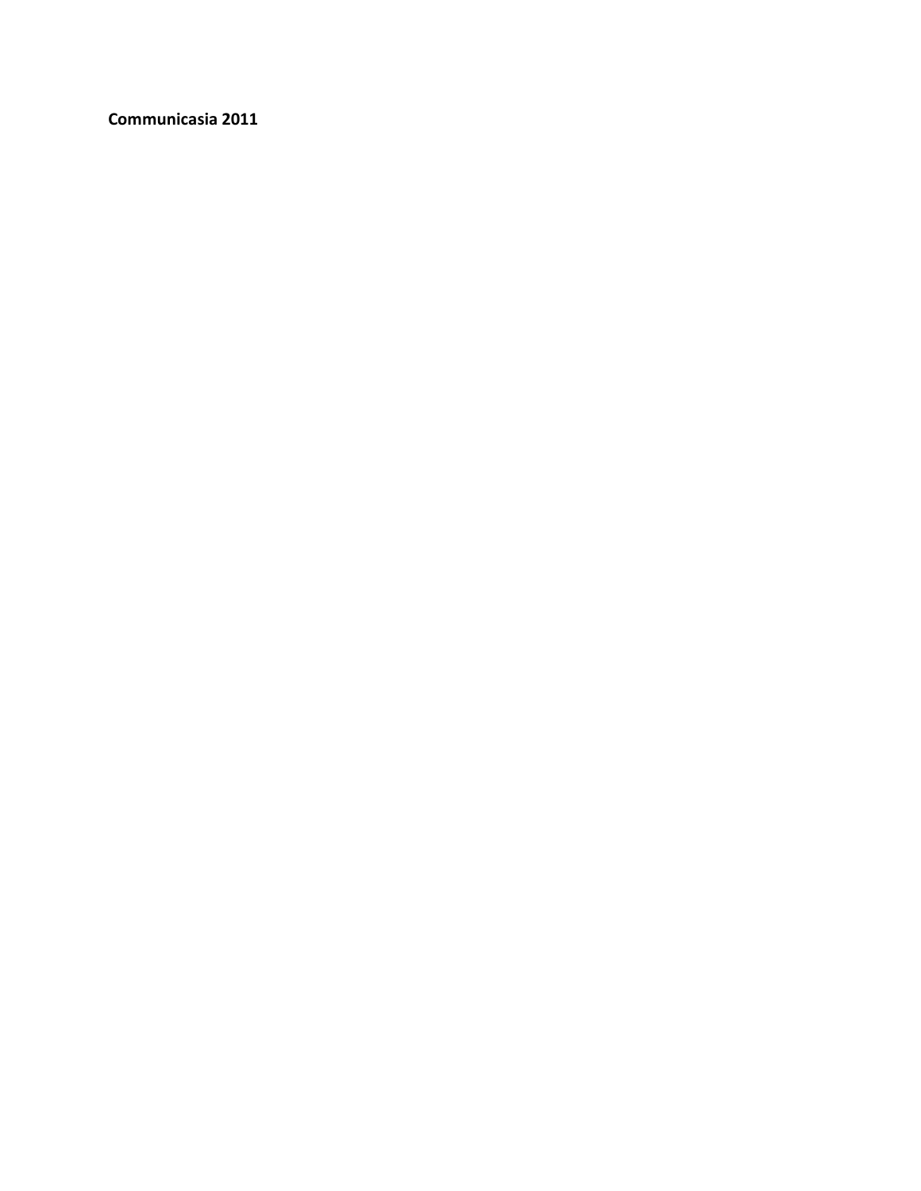**Communicasia 2011**